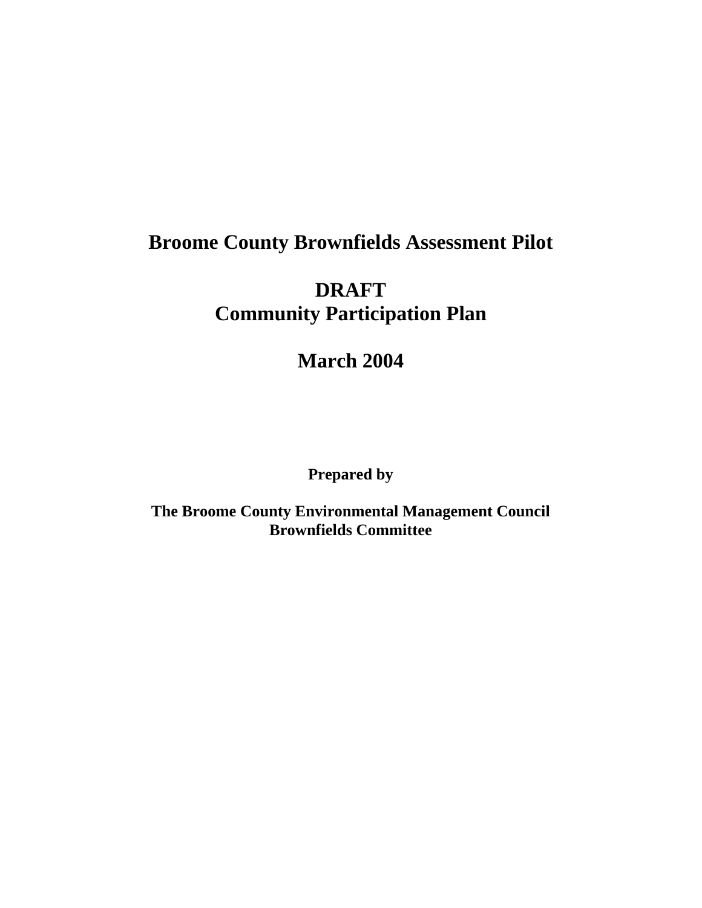# Broome County Brownfields Assessment Pilot

## DRAFT
## Community Participation Plan

## March 2004

**Prepared by**

**The Broome County Environmental Management Council**
**Brownfields Committee**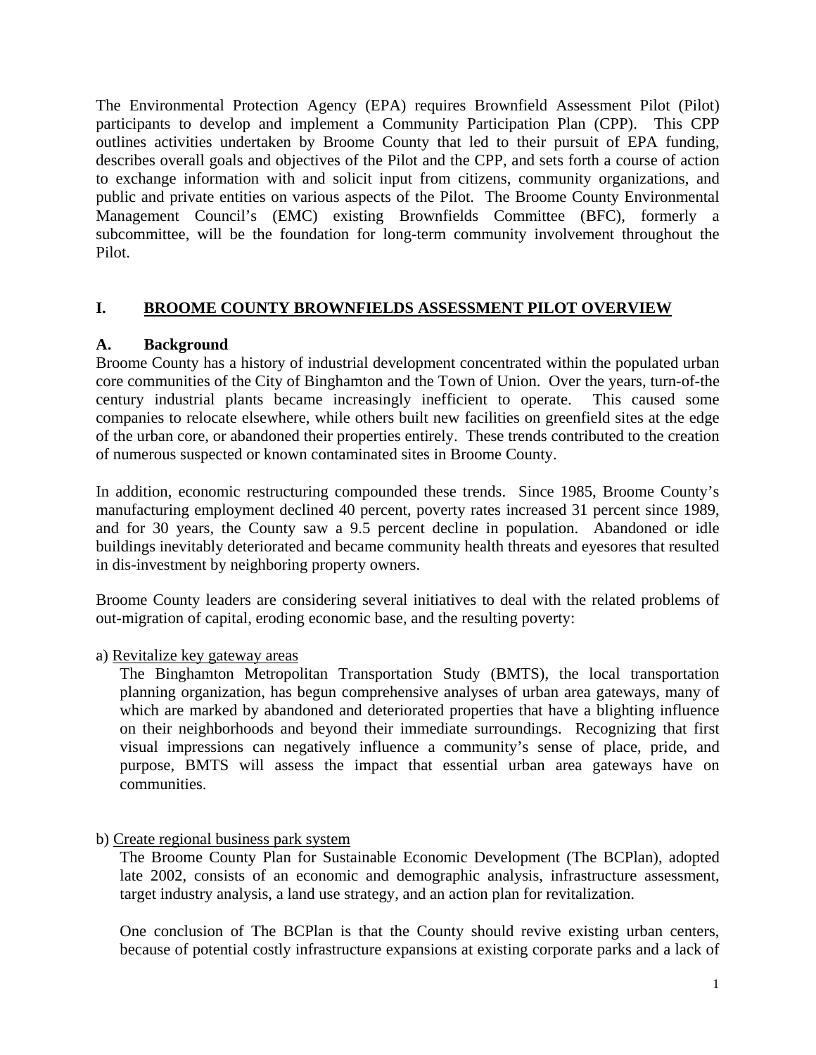The Environmental Protection Agency (EPA) requires Brownfield Assessment Pilot (Pilot) participants to develop and implement a Community Participation Plan (CPP). This CPP outlines activities undertaken by Broome County that led to their pursuit of EPA funding, describes overall goals and objectives of the Pilot and the CPP, and sets forth a course of action to exchange information with and solicit input from citizens, community organizations, and public and private entities on various aspects of the Pilot. The Broome County Environmental Management Council's (EMC) existing Brownfields Committee (BFC), formerly a subcommittee, will be the foundation for long-term community involvement throughout the Pilot.

## I. BROOME COUNTY BROWNFIELDS ASSESSMENT PILOT OVERVIEW

### A. Background

Broome County has a history of industrial development concentrated within the populated urban core communities of the City of Binghamton and the Town of Union. Over the years, turn-of-the century industrial plants became increasingly inefficient to operate. This caused some companies to relocate elsewhere, while others built new facilities on greenfield sites at the edge of the urban core, or abandoned their properties entirely. These trends contributed to the creation of numerous suspected or known contaminated sites in Broome County.

In addition, economic restructuring compounded these trends. Since 1985, Broome County's manufacturing employment declined 40 percent, poverty rates increased 31 percent since 1989, and for 30 years, the County saw a 9.5 percent decline in population. Abandoned or idle buildings inevitably deteriorated and became community health threats and eyesores that resulted in dis-investment by neighboring property owners.

Broome County leaders are considering several initiatives to deal with the related problems of out-migration of capital, eroding economic base, and the resulting poverty:

a) Revitalize key gateway areas

The Binghamton Metropolitan Transportation Study (BMTS), the local transportation planning organization, has begun comprehensive analyses of urban area gateways, many of which are marked by abandoned and deteriorated properties that have a blighting influence on their neighborhoods and beyond their immediate surroundings. Recognizing that first visual impressions can negatively influence a community's sense of place, pride, and purpose, BMTS will assess the impact that essential urban area gateways have on communities.

b) Create regional business park system

The Broome County Plan for Sustainable Economic Development (The BCPlan), adopted late 2002, consists of an economic and demographic analysis, infrastructure assessment, target industry analysis, a land use strategy, and an action plan for revitalization.

One conclusion of The BCPlan is that the County should revive existing urban centers, because of potential costly infrastructure expansions at existing corporate parks and a lack of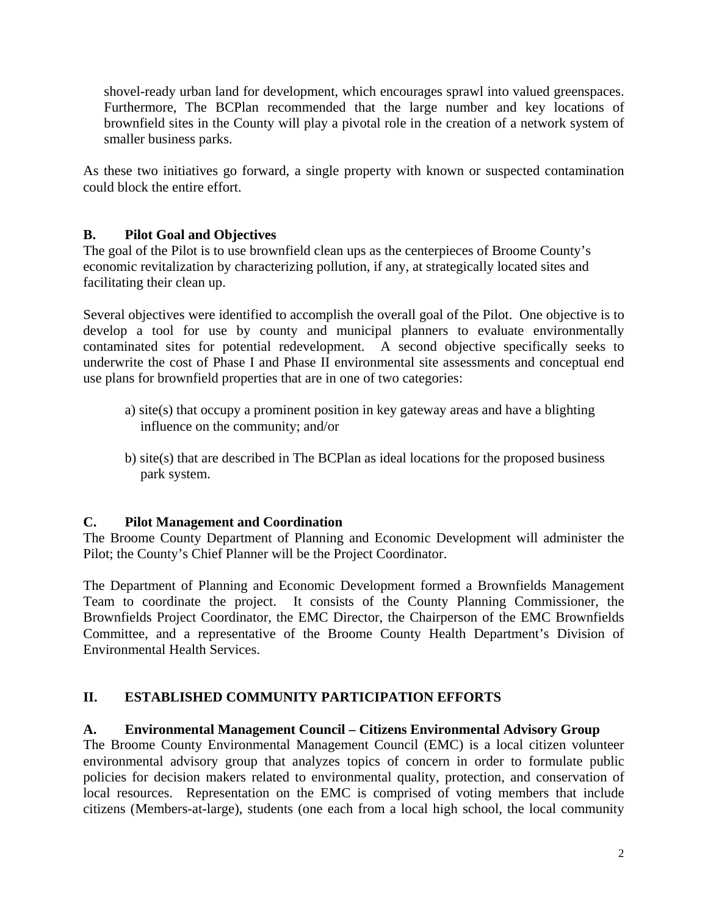shovel-ready urban land for development, which encourages sprawl into valued greenspaces. Furthermore, The BCPlan recommended that the large number and key locations of brownfield sites in the County will play a pivotal role in the creation of a network system of smaller business parks.

As these two initiatives go forward, a single property with known or suspected contamination could block the entire effort.

### B. Pilot Goal and Objectives

The goal of the Pilot is to use brownfield clean ups as the centerpieces of Broome County's economic revitalization by characterizing pollution, if any, at strategically located sites and facilitating their clean up.

Several objectives were identified to accomplish the overall goal of the Pilot. One objective is to develop a tool for use by county and municipal planners to evaluate environmentally contaminated sites for potential redevelopment. A second objective specifically seeks to underwrite the cost of Phase I and Phase II environmental site assessments and conceptual end use plans for brownfield properties that are in one of two categories:

a) site(s) that occupy a prominent position in key gateway areas and have a blighting influence on the community; and/or

b) site(s) that are described in The BCPlan as ideal locations for the proposed business park system.

### C. Pilot Management and Coordination

The Broome County Department of Planning and Economic Development will administer the Pilot; the County's Chief Planner will be the Project Coordinator.

The Department of Planning and Economic Development formed a Brownfields Management Team to coordinate the project. It consists of the County Planning Commissioner, the Brownfields Project Coordinator, the EMC Director, the Chairperson of the EMC Brownfields Committee, and a representative of the Broome County Health Department's Division of Environmental Health Services.

## II. ESTABLISHED COMMUNITY PARTICIPATION EFFORTS

### A. Environmental Management Council – Citizens Environmental Advisory Group

The Broome County Environmental Management Council (EMC) is a local citizen volunteer environmental advisory group that analyzes topics of concern in order to formulate public policies for decision makers related to environmental quality, protection, and conservation of local resources. Representation on the EMC is comprised of voting members that include citizens (Members-at-large), students (one each from a local high school, the local community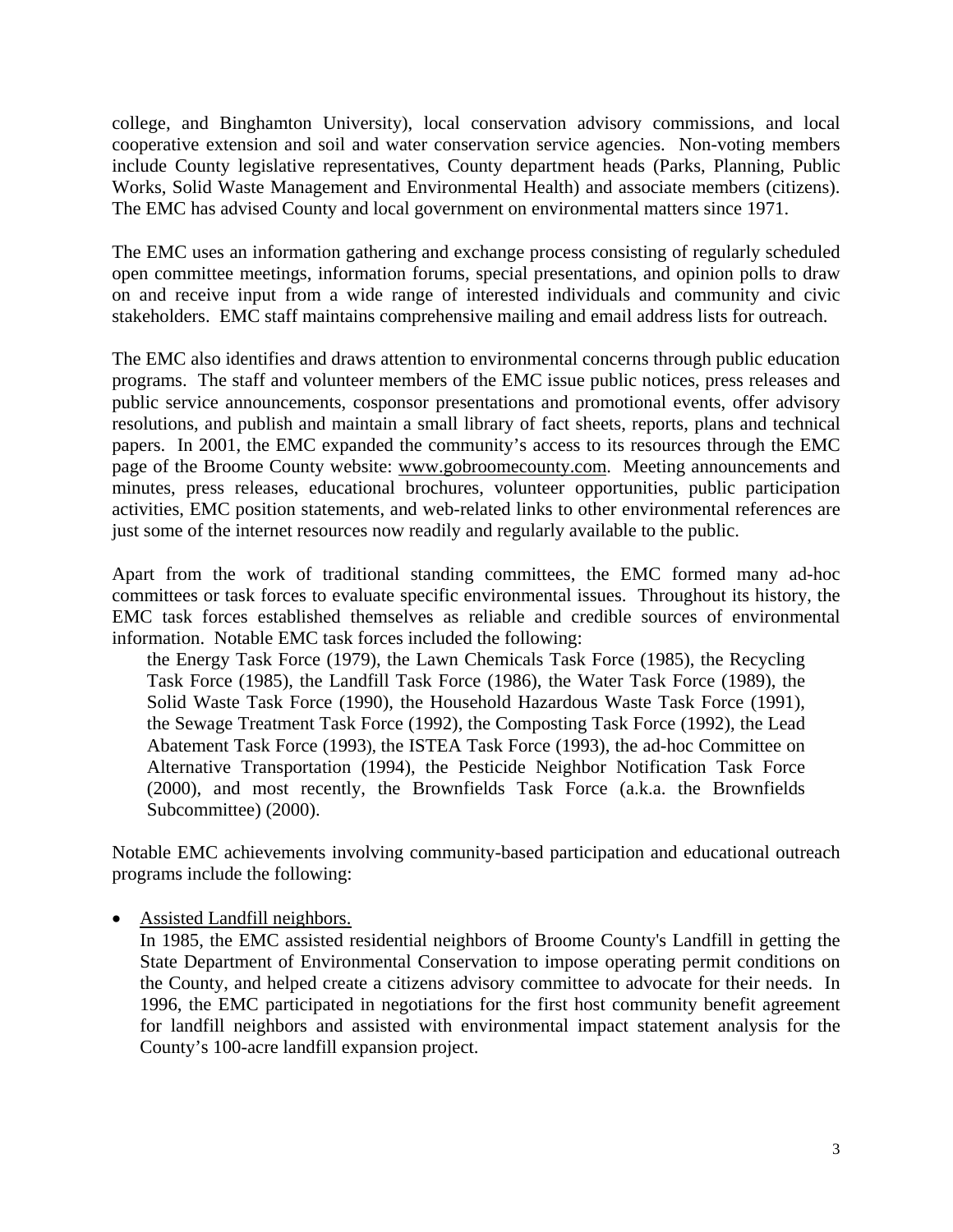college, and Binghamton University), local conservation advisory commissions, and local cooperative extension and soil and water conservation service agencies. Non-voting members include County legislative representatives, County department heads (Parks, Planning, Public Works, Solid Waste Management and Environmental Health) and associate members (citizens). The EMC has advised County and local government on environmental matters since 1971.

The EMC uses an information gathering and exchange process consisting of regularly scheduled open committee meetings, information forums, special presentations, and opinion polls to draw on and receive input from a wide range of interested individuals and community and civic stakeholders. EMC staff maintains comprehensive mailing and email address lists for outreach.

The EMC also identifies and draws attention to environmental concerns through public education programs. The staff and volunteer members of the EMC issue public notices, press releases and public service announcements, cosponsor presentations and promotional events, offer advisory resolutions, and publish and maintain a small library of fact sheets, reports, plans and technical papers. In 2001, the EMC expanded the community's access to its resources through the EMC page of the Broome County website: www.gobroomecounty.com. Meeting announcements and minutes, press releases, educational brochures, volunteer opportunities, public participation activities, EMC position statements, and web-related links to other environmental references are just some of the internet resources now readily and regularly available to the public.

Apart from the work of traditional standing committees, the EMC formed many ad-hoc committees or task forces to evaluate specific environmental issues. Throughout its history, the EMC task forces established themselves as reliable and credible sources of environmental information. Notable EMC task forces included the following:

> the Energy Task Force (1979), the Lawn Chemicals Task Force (1985), the Recycling Task Force (1985), the Landfill Task Force (1986), the Water Task Force (1989), the Solid Waste Task Force (1990), the Household Hazardous Waste Task Force (1991), the Sewage Treatment Task Force (1992), the Composting Task Force (1992), the Lead Abatement Task Force (1993), the ISTEA Task Force (1993), the ad-hoc Committee on Alternative Transportation (1994), the Pesticide Neighbor Notification Task Force (2000), and most recently, the Brownfields Task Force (a.k.a. the Brownfields Subcommittee) (2000).

Notable EMC achievements involving community-based participation and educational outreach programs include the following:

- <u>Assisted Landfill neighbors.</u>
  In 1985, the EMC assisted residential neighbors of Broome County's Landfill in getting the State Department of Environmental Conservation to impose operating permit conditions on the County, and helped create a citizens advisory committee to advocate for their needs. In 1996, the EMC participated in negotiations for the first host community benefit agreement for landfill neighbors and assisted with environmental impact statement analysis for the County's 100-acre landfill expansion project.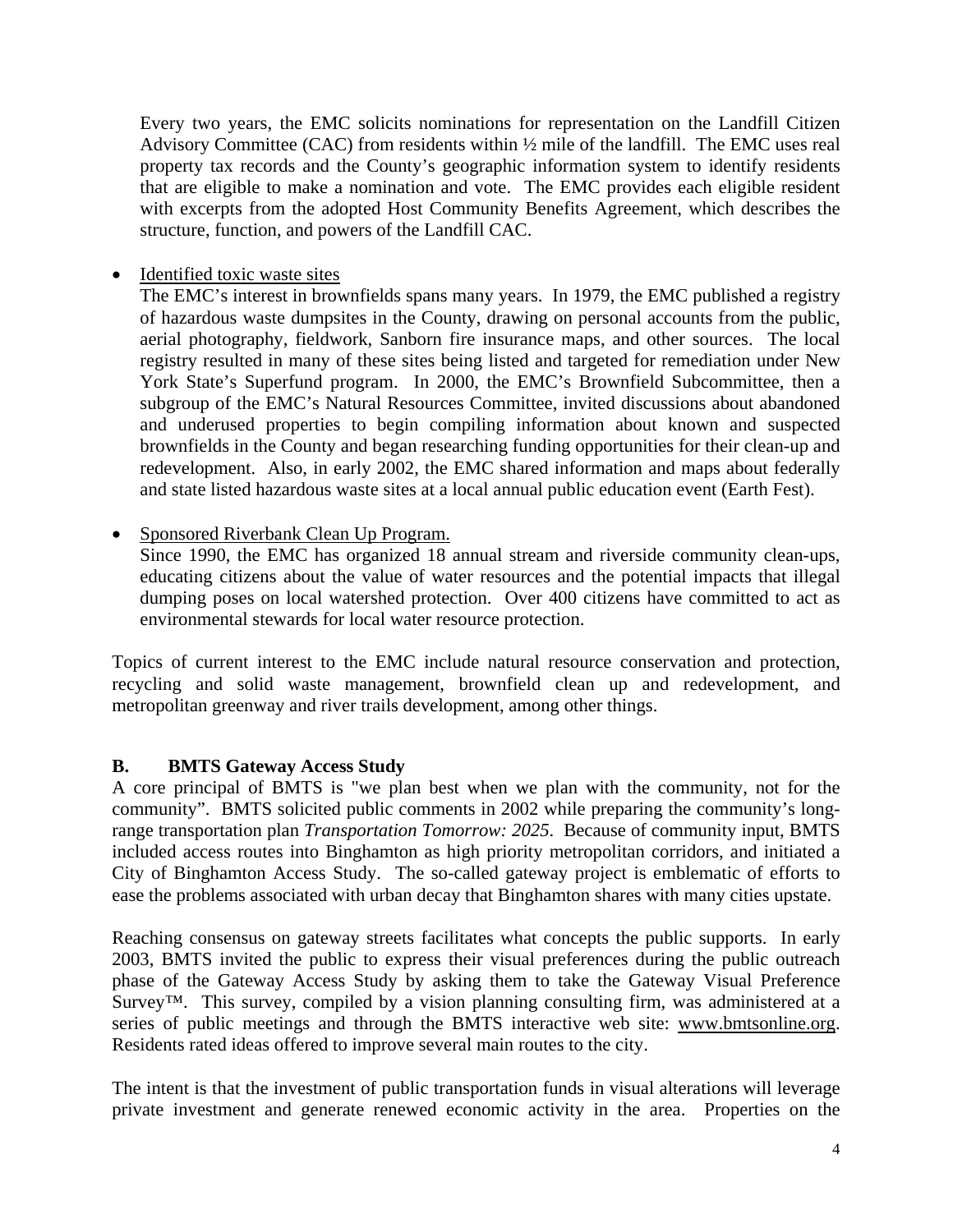Every two years, the EMC solicits nominations for representation on the Landfill Citizen Advisory Committee (CAC) from residents within ½ mile of the landfill. The EMC uses real property tax records and the County's geographic information system to identify residents that are eligible to make a nomination and vote. The EMC provides each eligible resident with excerpts from the adopted Host Community Benefits Agreement, which describes the structure, function, and powers of the Landfill CAC.

- Identified toxic waste sites

  The EMC's interest in brownfields spans many years. In 1979, the EMC published a registry of hazardous waste dumpsites in the County, drawing on personal accounts from the public, aerial photography, fieldwork, Sanborn fire insurance maps, and other sources. The local registry resulted in many of these sites being listed and targeted for remediation under New York State's Superfund program. In 2000, the EMC's Brownfield Subcommittee, then a subgroup of the EMC's Natural Resources Committee, invited discussions about abandoned and underused properties to begin compiling information about known and suspected brownfields in the County and began researching funding opportunities for their clean-up and redevelopment. Also, in early 2002, the EMC shared information and maps about federally and state listed hazardous waste sites at a local annual public education event (Earth Fest).

- Sponsored Riverbank Clean Up Program.

  Since 1990, the EMC has organized 18 annual stream and riverside community clean-ups, educating citizens about the value of water resources and the potential impacts that illegal dumping poses on local watershed protection. Over 400 citizens have committed to act as environmental stewards for local water resource protection.

Topics of current interest to the EMC include natural resource conservation and protection, recycling and solid waste management, brownfield clean up and redevelopment, and metropolitan greenway and river trails development, among other things.

### B. BMTS Gateway Access Study

A core principal of BMTS is "we plan best when we plan with the community, not for the community". BMTS solicited public comments in 2002 while preparing the community's long-range transportation plan *Transportation Tomorrow: 2025*. Because of community input, BMTS included access routes into Binghamton as high priority metropolitan corridors, and initiated a City of Binghamton Access Study. The so-called gateway project is emblematic of efforts to ease the problems associated with urban decay that Binghamton shares with many cities upstate.

Reaching consensus on gateway streets facilitates what concepts the public supports. In early 2003, BMTS invited the public to express their visual preferences during the public outreach phase of the Gateway Access Study by asking them to take the Gateway Visual Preference Survey™. This survey, compiled by a vision planning consulting firm, was administered at a series of public meetings and through the BMTS interactive web site: www.bmtsonline.org. Residents rated ideas offered to improve several main routes to the city.

The intent is that the investment of public transportation funds in visual alterations will leverage private investment and generate renewed economic activity in the area. Properties on the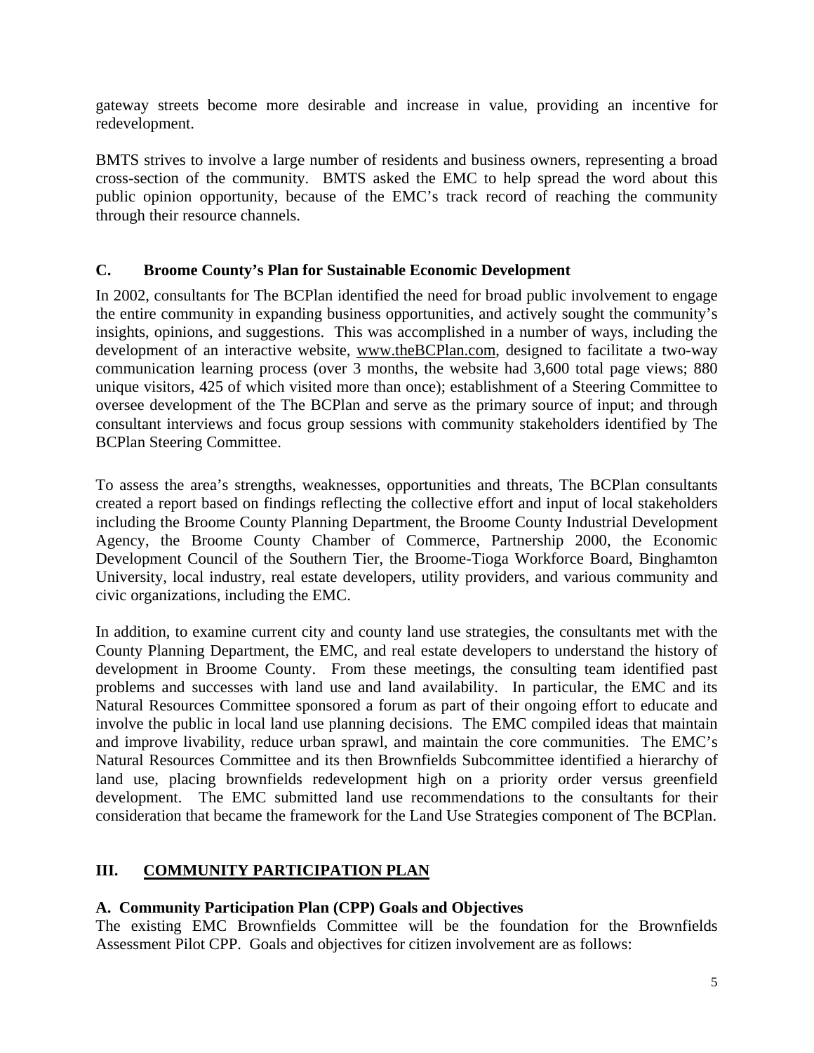gateway streets become more desirable and increase in value, providing an incentive for redevelopment.

BMTS strives to involve a large number of residents and business owners, representing a broad cross-section of the community. BMTS asked the EMC to help spread the word about this public opinion opportunity, because of the EMC's track record of reaching the community through their resource channels.

### C. Broome County's Plan for Sustainable Economic Development

In 2002, consultants for The BCPlan identified the need for broad public involvement to engage the entire community in expanding business opportunities, and actively sought the community's insights, opinions, and suggestions. This was accomplished in a number of ways, including the development of an interactive website, www.theBCPlan.com, designed to facilitate a two-way communication learning process (over 3 months, the website had 3,600 total page views; 880 unique visitors, 425 of which visited more than once); establishment of a Steering Committee to oversee development of the The BCPlan and serve as the primary source of input; and through consultant interviews and focus group sessions with community stakeholders identified by The BCPlan Steering Committee.

To assess the area's strengths, weaknesses, opportunities and threats, The BCPlan consultants created a report based on findings reflecting the collective effort and input of local stakeholders including the Broome County Planning Department, the Broome County Industrial Development Agency, the Broome County Chamber of Commerce, Partnership 2000, the Economic Development Council of the Southern Tier, the Broome-Tioga Workforce Board, Binghamton University, local industry, real estate developers, utility providers, and various community and civic organizations, including the EMC.

In addition, to examine current city and county land use strategies, the consultants met with the County Planning Department, the EMC, and real estate developers to understand the history of development in Broome County. From these meetings, the consulting team identified past problems and successes with land use and land availability. In particular, the EMC and its Natural Resources Committee sponsored a forum as part of their ongoing effort to educate and involve the public in local land use planning decisions. The EMC compiled ideas that maintain and improve livability, reduce urban sprawl, and maintain the core communities. The EMC's Natural Resources Committee and its then Brownfields Subcommittee identified a hierarchy of land use, placing brownfields redevelopment high on a priority order versus greenfield development. The EMC submitted land use recommendations to the consultants for their consideration that became the framework for the Land Use Strategies component of The BCPlan.

## III. COMMUNITY PARTICIPATION PLAN

### A. Community Participation Plan (CPP) Goals and Objectives

The existing EMC Brownfields Committee will be the foundation for the Brownfields Assessment Pilot CPP. Goals and objectives for citizen involvement are as follows: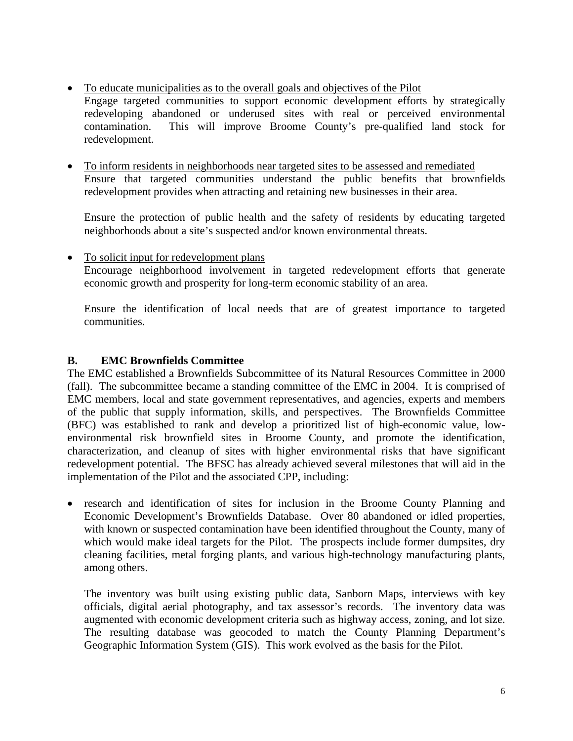- <u>To educate municipalities as to the overall goals and objectives of the Pilot</u>
  Engage targeted communities to support economic development efforts by strategically redeveloping abandoned or underused sites with real or perceived environmental contamination. This will improve Broome County's pre-qualified land stock for redevelopment.

- <u>To inform residents in neighborhoods near targeted sites to be assessed and remediated</u>
  Ensure that targeted communities understand the public benefits that brownfields redevelopment provides when attracting and retaining new businesses in their area.

  Ensure the protection of public health and the safety of residents by educating targeted neighborhoods about a site's suspected and/or known environmental threats.

- <u>To solicit input for redevelopment plans</u>
  Encourage neighborhood involvement in targeted redevelopment efforts that generate economic growth and prosperity for long-term economic stability of an area.

  Ensure the identification of local needs that are of greatest importance to targeted communities.

### B. EMC Brownfields Committee

The EMC established a Brownfields Subcommittee of its Natural Resources Committee in 2000 (fall). The subcommittee became a standing committee of the EMC in 2004. It is comprised of EMC members, local and state government representatives, and agencies, experts and members of the public that supply information, skills, and perspectives. The Brownfields Committee (BFC) was established to rank and develop a prioritized list of high-economic value, low-environmental risk brownfield sites in Broome County, and promote the identification, characterization, and cleanup of sites with higher environmental risks that have significant redevelopment potential. The BFSC has already achieved several milestones that will aid in the implementation of the Pilot and the associated CPP, including:

- research and identification of sites for inclusion in the Broome County Planning and Economic Development's Brownfields Database. Over 80 abandoned or idled properties, with known or suspected contamination have been identified throughout the County, many of which would make ideal targets for the Pilot. The prospects include former dumpsites, dry cleaning facilities, metal forging plants, and various high-technology manufacturing plants, among others.

  The inventory was built using existing public data, Sanborn Maps, interviews with key officials, digital aerial photography, and tax assessor's records. The inventory data was augmented with economic development criteria such as highway access, zoning, and lot size. The resulting database was geocoded to match the County Planning Department's Geographic Information System (GIS). This work evolved as the basis for the Pilot.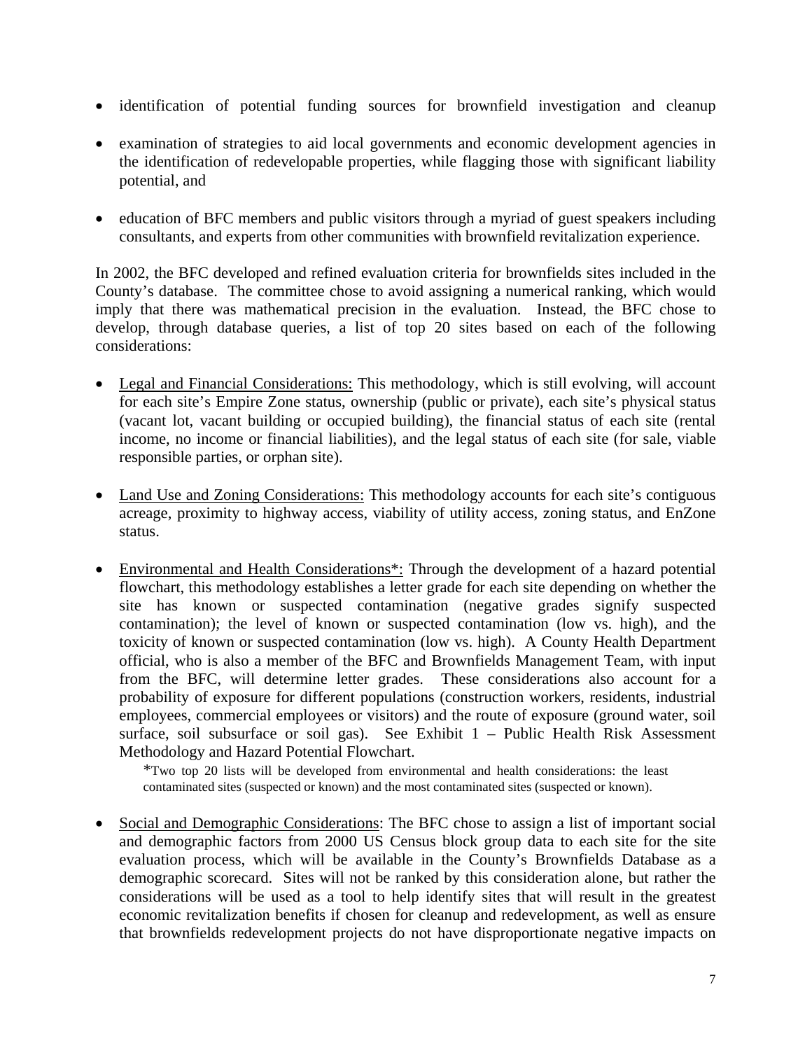- identification of potential funding sources for brownfield investigation and cleanup
- examination of strategies to aid local governments and economic development agencies in the identification of redevelopable properties, while flagging those with significant liability potential, and
- education of BFC members and public visitors through a myriad of guest speakers including consultants, and experts from other communities with brownfield revitalization experience.

In 2002, the BFC developed and refined evaluation criteria for brownfields sites included in the County's database. The committee chose to avoid assigning a numerical ranking, which would imply that there was mathematical precision in the evaluation. Instead, the BFC chose to develop, through database queries, a list of top 20 sites based on each of the following considerations:

- <u>Legal and Financial Considerations:</u> This methodology, which is still evolving, will account for each site's Empire Zone status, ownership (public or private), each site's physical status (vacant lot, vacant building or occupied building), the financial status of each site (rental income, no income or financial liabilities), and the legal status of each site (for sale, viable responsible parties, or orphan site).
- <u>Land Use and Zoning Considerations:</u> This methodology accounts for each site's contiguous acreage, proximity to highway access, viability of utility access, zoning status, and EnZone status.
- <u>Environmental and Health Considerations*:</u> Through the development of a hazard potential flowchart, this methodology establishes a letter grade for each site depending on whether the site has known or suspected contamination (negative grades signify suspected contamination); the level of known or suspected contamination (low vs. high), and the toxicity of known or suspected contamination (low vs. high). A County Health Department official, who is also a member of the BFC and Brownfields Management Team, with input from the BFC, will determine letter grades. These considerations also account for a probability of exposure for different populations (construction workers, residents, industrial employees, commercial employees or visitors) and the route of exposure (ground water, soil surface, soil subsurface or soil gas). See Exhibit 1 – Public Health Risk Assessment Methodology and Hazard Potential Flowchart.

  *Two top 20 lists will be developed from environmental and health considerations: the least contaminated sites (suspected or known) and the most contaminated sites (suspected or known).

- <u>Social and Demographic Considerations</u>: The BFC chose to assign a list of important social and demographic factors from 2000 US Census block group data to each site for the site evaluation process, which will be available in the County's Brownfields Database as a demographic scorecard. Sites will not be ranked by this consideration alone, but rather the considerations will be used as a tool to help identify sites that will result in the greatest economic revitalization benefits if chosen for cleanup and redevelopment, as well as ensure that brownfields redevelopment projects do not have disproportionate negative impacts on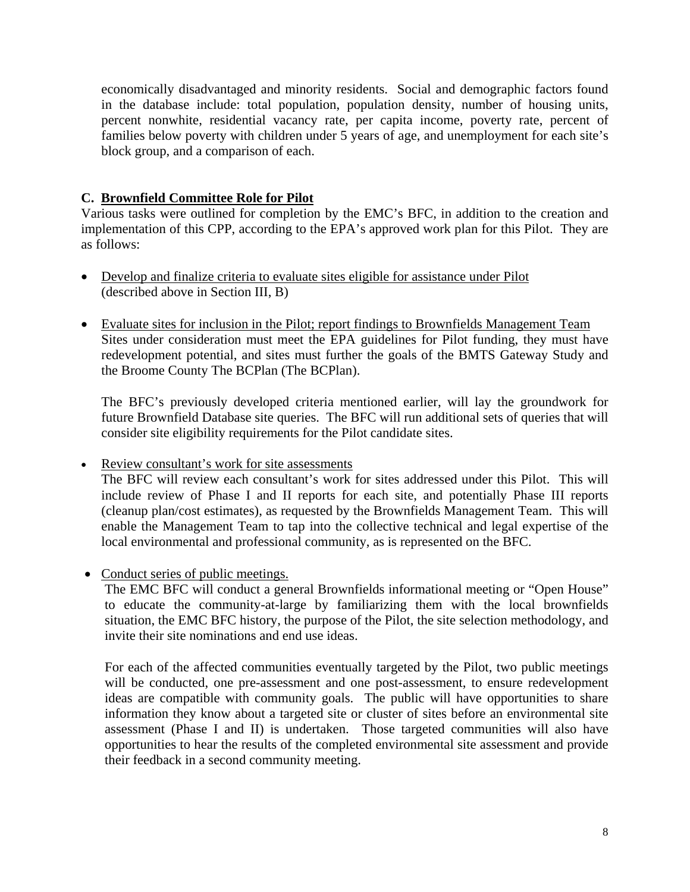economically disadvantaged and minority residents. Social and demographic factors found in the database include: total population, population density, number of housing units, percent nonwhite, residential vacancy rate, per capita income, poverty rate, percent of families below poverty with children under 5 years of age, and unemployment for each site's block group, and a comparison of each.

### C. <u>Brownfield Committee Role for Pilot</u>

Various tasks were outlined for completion by the EMC's BFC, in addition to the creation and implementation of this CPP, according to the EPA's approved work plan for this Pilot. They are as follows:

- <u>Develop and finalize criteria to evaluate sites eligible for assistance under Pilot</u>
  (described above in Section III, B)

- <u>Evaluate sites for inclusion in the Pilot; report findings to Brownfields Management Team</u>
  Sites under consideration must meet the EPA guidelines for Pilot funding, they must have redevelopment potential, and sites must further the goals of the BMTS Gateway Study and the Broome County The BCPlan (The BCPlan).

  The BFC's previously developed criteria mentioned earlier, will lay the groundwork for future Brownfield Database site queries. The BFC will run additional sets of queries that will consider site eligibility requirements for the Pilot candidate sites.

- <u>Review consultant's work for site assessments</u>
  The BFC will review each consultant's work for sites addressed under this Pilot. This will include review of Phase I and II reports for each site, and potentially Phase III reports (cleanup plan/cost estimates), as requested by the Brownfields Management Team. This will enable the Management Team to tap into the collective technical and legal expertise of the local environmental and professional community, as is represented on the BFC.

- <u>Conduct series of public meetings.</u>
  The EMC BFC will conduct a general Brownfields informational meeting or "Open House" to educate the community-at-large by familiarizing them with the local brownfields situation, the EMC BFC history, the purpose of the Pilot, the site selection methodology, and invite their site nominations and end use ideas.

  For each of the affected communities eventually targeted by the Pilot, two public meetings will be conducted, one pre-assessment and one post-assessment, to ensure redevelopment ideas are compatible with community goals. The public will have opportunities to share information they know about a targeted site or cluster of sites before an environmental site assessment (Phase I and II) is undertaken. Those targeted communities will also have opportunities to hear the results of the completed environmental site assessment and provide their feedback in a second community meeting.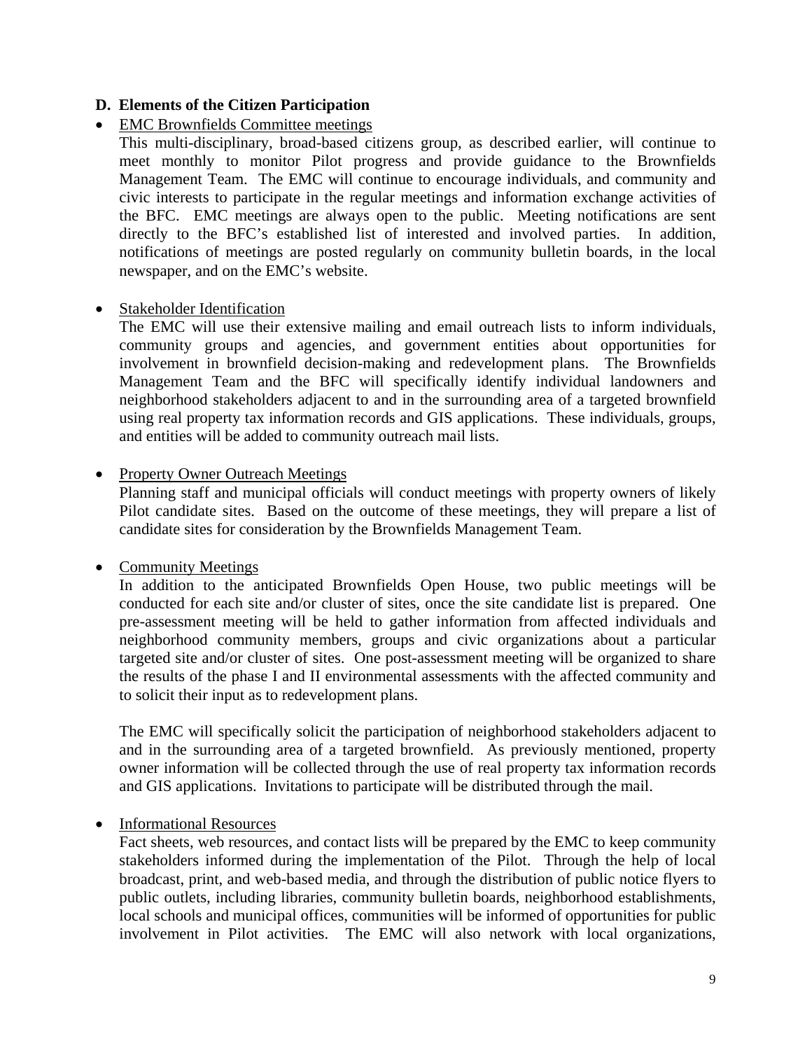## D. Elements of the Citizen Participation

- EMC Brownfields Committee meetings

  This multi-disciplinary, broad-based citizens group, as described earlier, will continue to meet monthly to monitor Pilot progress and provide guidance to the Brownfields Management Team. The EMC will continue to encourage individuals, and community and civic interests to participate in the regular meetings and information exchange activities of the BFC. EMC meetings are always open to the public. Meeting notifications are sent directly to the BFC's established list of interested and involved parties. In addition, notifications of meetings are posted regularly on community bulletin boards, in the local newspaper, and on the EMC's website.

- Stakeholder Identification

  The EMC will use their extensive mailing and email outreach lists to inform individuals, community groups and agencies, and government entities about opportunities for involvement in brownfield decision-making and redevelopment plans. The Brownfields Management Team and the BFC will specifically identify individual landowners and neighborhood stakeholders adjacent to and in the surrounding area of a targeted brownfield using real property tax information records and GIS applications. These individuals, groups, and entities will be added to community outreach mail lists.

- Property Owner Outreach Meetings

  Planning staff and municipal officials will conduct meetings with property owners of likely Pilot candidate sites. Based on the outcome of these meetings, they will prepare a list of candidate sites for consideration by the Brownfields Management Team.

- Community Meetings

  In addition to the anticipated Brownfields Open House, two public meetings will be conducted for each site and/or cluster of sites, once the site candidate list is prepared. One pre-assessment meeting will be held to gather information from affected individuals and neighborhood community members, groups and civic organizations about a particular targeted site and/or cluster of sites. One post-assessment meeting will be organized to share the results of the phase I and II environmental assessments with the affected community and to solicit their input as to redevelopment plans.

  The EMC will specifically solicit the participation of neighborhood stakeholders adjacent to and in the surrounding area of a targeted brownfield. As previously mentioned, property owner information will be collected through the use of real property tax information records and GIS applications. Invitations to participate will be distributed through the mail.

- Informational Resources

  Fact sheets, web resources, and contact lists will be prepared by the EMC to keep community stakeholders informed during the implementation of the Pilot. Through the help of local broadcast, print, and web-based media, and through the distribution of public notice flyers to public outlets, including libraries, community bulletin boards, neighborhood establishments, local schools and municipal offices, communities will be informed of opportunities for public involvement in Pilot activities. The EMC will also network with local organizations,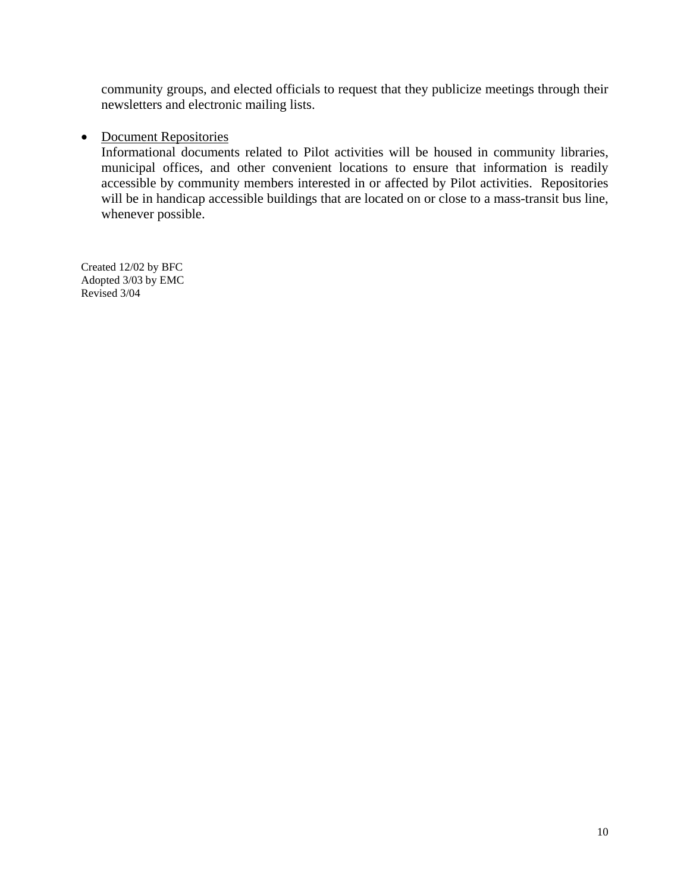community groups, and elected officials to request that they publicize meetings through their newsletters and electronic mailing lists.

- Document Repositories
  Informational documents related to Pilot activities will be housed in community libraries, municipal offices, and other convenient locations to ensure that information is readily accessible by community members interested in or affected by Pilot activities. Repositories will be in handicap accessible buildings that are located on or close to a mass-transit bus line, whenever possible.

Created 12/02 by BFC
Adopted 3/03 by EMC
Revised 3/04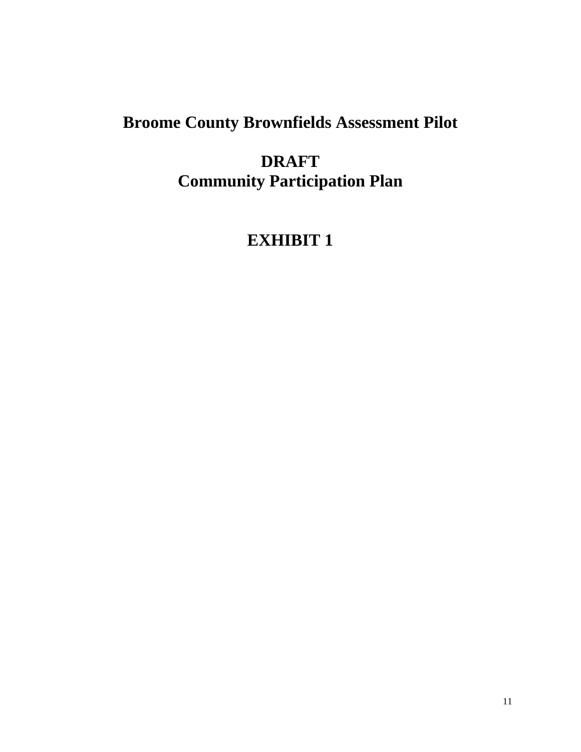# Broome County Brownfields Assessment Pilot

## DRAFT
## Community Participation Plan

## EXHIBIT 1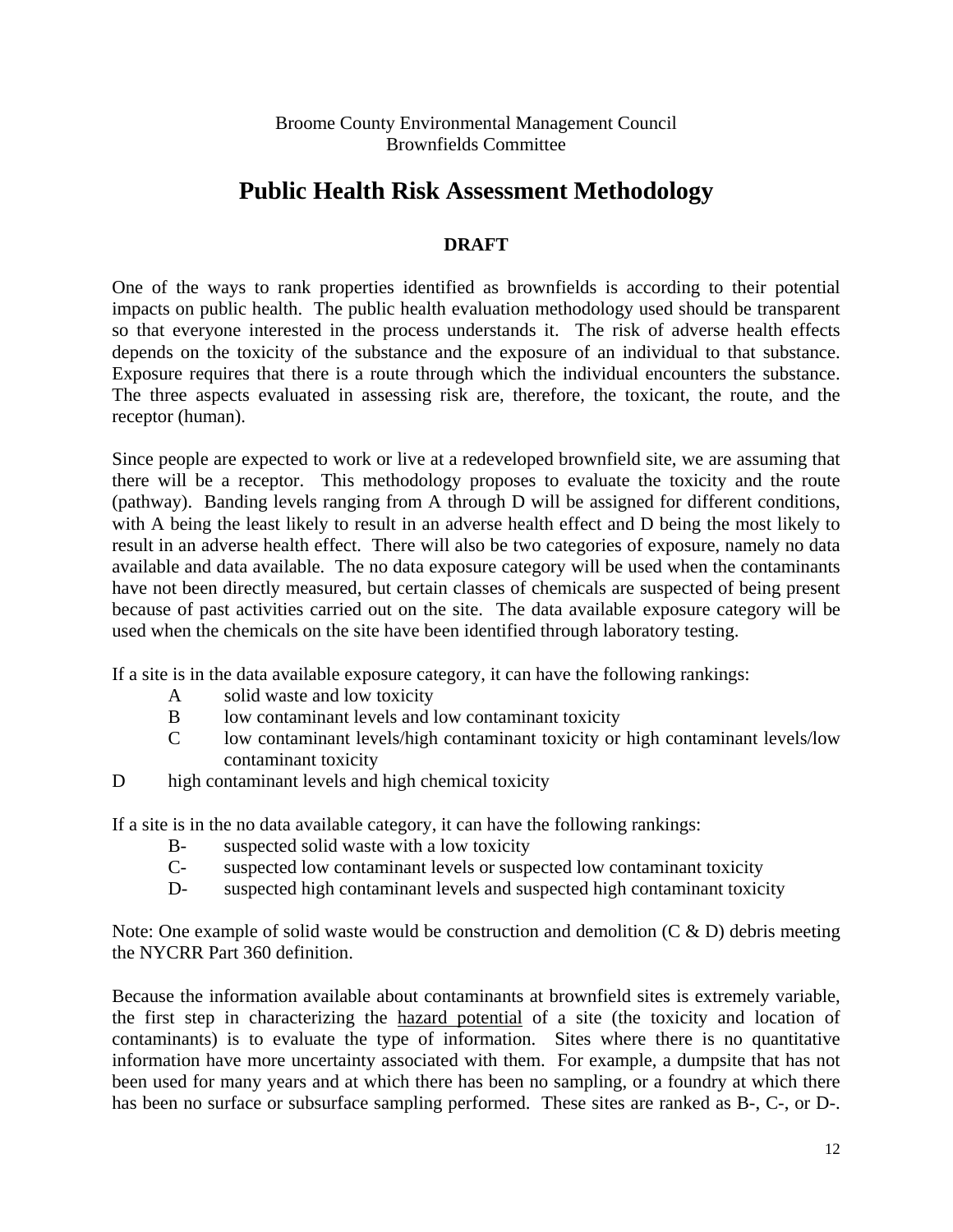Broome County Environmental Management Council
Brownfields Committee

# Public Health Risk Assessment Methodology

**DRAFT**

One of the ways to rank properties identified as brownfields is according to their potential impacts on public health. The public health evaluation methodology used should be transparent so that everyone interested in the process understands it. The risk of adverse health effects depends on the toxicity of the substance and the exposure of an individual to that substance. Exposure requires that there is a route through which the individual encounters the substance. The three aspects evaluated in assessing risk are, therefore, the toxicant, the route, and the receptor (human).

Since people are expected to work or live at a redeveloped brownfield site, we are assuming that there will be a receptor. This methodology proposes to evaluate the toxicity and the route (pathway). Banding levels ranging from A through D will be assigned for different conditions, with A being the least likely to result in an adverse health effect and D being the most likely to result in an adverse health effect. There will also be two categories of exposure, namely no data available and data available. The no data exposure category will be used when the contaminants have not been directly measured, but certain classes of chemicals are suspected of being present because of past activities carried out on the site. The data available exposure category will be used when the chemicals on the site have been identified through laboratory testing.

If a site is in the data available exposure category, it can have the following rankings:

- A solid waste and low toxicity
- B low contaminant levels and low contaminant toxicity
- C low contaminant levels/high contaminant toxicity or high contaminant levels/low contaminant toxicity
- D high contaminant levels and high chemical toxicity

If a site is in the no data available category, it can have the following rankings:

- B- suspected solid waste with a low toxicity
- C- suspected low contaminant levels or suspected low contaminant toxicity
- D- suspected high contaminant levels and suspected high contaminant toxicity

Note: One example of solid waste would be construction and demolition (C & D) debris meeting the NYCRR Part 360 definition.

Because the information available about contaminants at brownfield sites is extremely variable, the first step in characterizing the <u>hazard potential</u> of a site (the toxicity and location of contaminants) is to evaluate the type of information. Sites where there is no quantitative information have more uncertainty associated with them. For example, a dumpsite that has not been used for many years and at which there has been no sampling, or a foundry at which there has been no surface or subsurface sampling performed. These sites are ranked as B-, C-, or D-.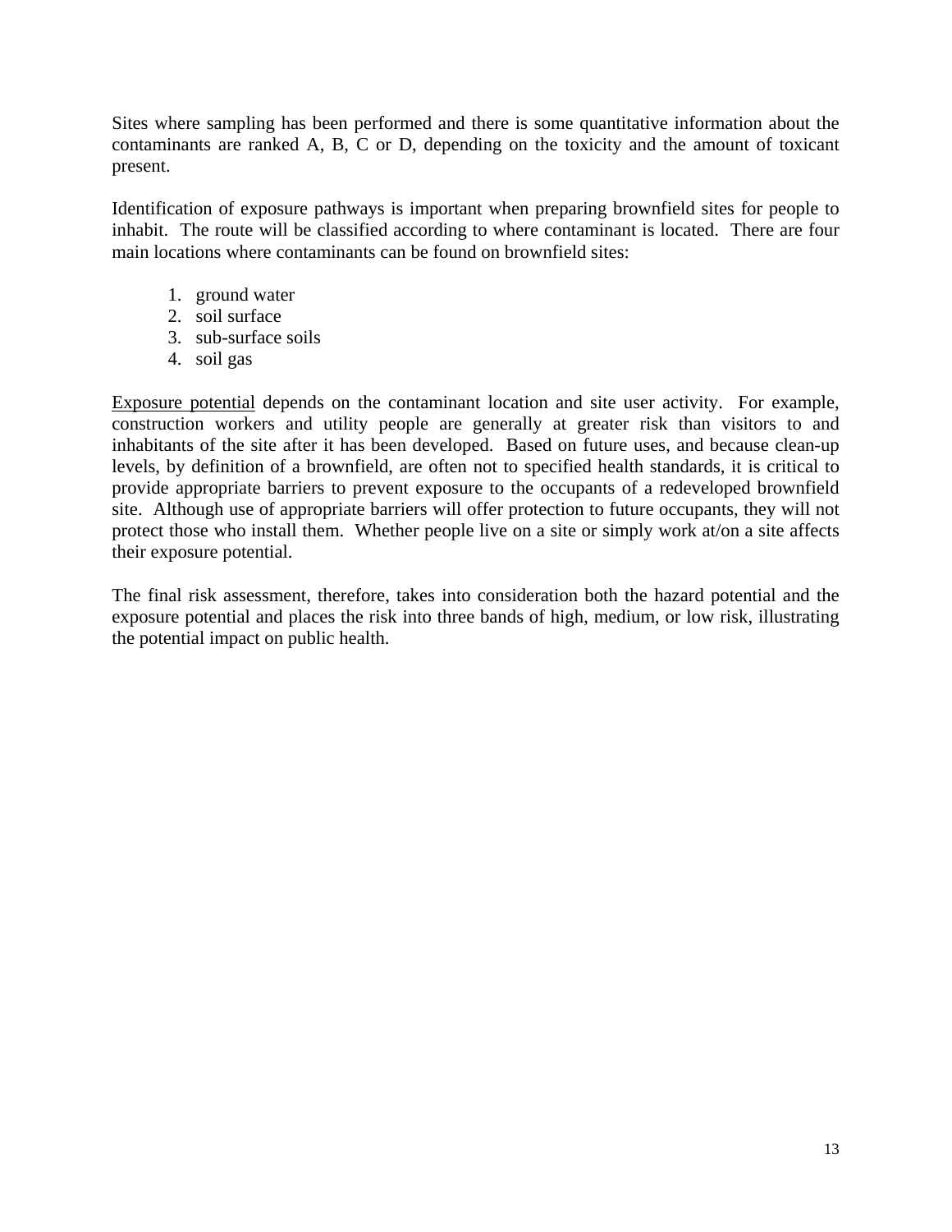Sites where sampling has been performed and there is some quantitative information about the contaminants are ranked A, B, C or D, depending on the toxicity and the amount of toxicant present.

Identification of exposure pathways is important when preparing brownfield sites for people to inhabit. The route will be classified according to where contaminant is located. There are four main locations where contaminants can be found on brownfield sites:

1. ground water
2. soil surface
3. sub-surface soils
4. soil gas

<u>Exposure potential</u> depends on the contaminant location and site user activity. For example, construction workers and utility people are generally at greater risk than visitors to and inhabitants of the site after it has been developed. Based on future uses, and because clean-up levels, by definition of a brownfield, are often not to specified health standards, it is critical to provide appropriate barriers to prevent exposure to the occupants of a redeveloped brownfield site. Although use of appropriate barriers will offer protection to future occupants, they will not protect those who install them. Whether people live on a site or simply work at/on a site affects their exposure potential.

The final risk assessment, therefore, takes into consideration both the hazard potential and the exposure potential and places the risk into three bands of high, medium, or low risk, illustrating the potential impact on public health.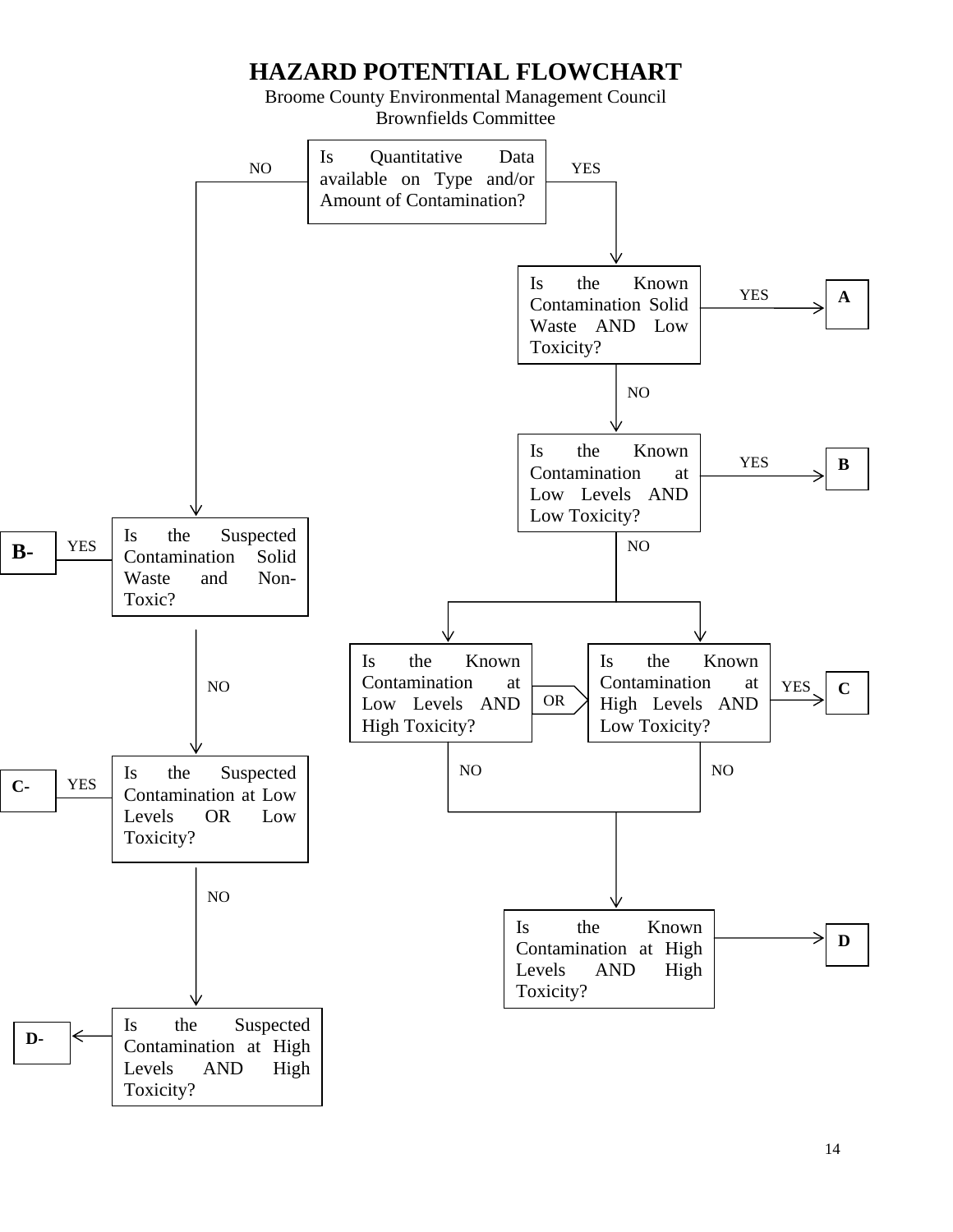# HAZARD POTENTIAL FLOWCHART

Broome County Environmental Management Council
Brownfields Committee

Is Quantitative Data available on Type and/or Amount of Contamination?

NO

YES

Is the Known Contamination Solid Waste AND Low Toxicity?

YES

A

NO

Is the Known Contamination at Low Levels AND Low Toxicity?

YES

B

NO

Is the Suspected Contamination Solid Waste and Non-Toxic?

YES

B-

NO

Is the Known Contamination at Low Levels AND High Toxicity?

OR

Is the Known Contamination at High Levels AND Low Toxicity?

YES

C

NO

NO

Is the Suspected Contamination at Low Levels OR Low Toxicity?

YES

C-

NO

Is the Known Contamination at High Levels AND High Toxicity?

D

Is the Suspected Contamination at High Levels AND High Toxicity?

D-